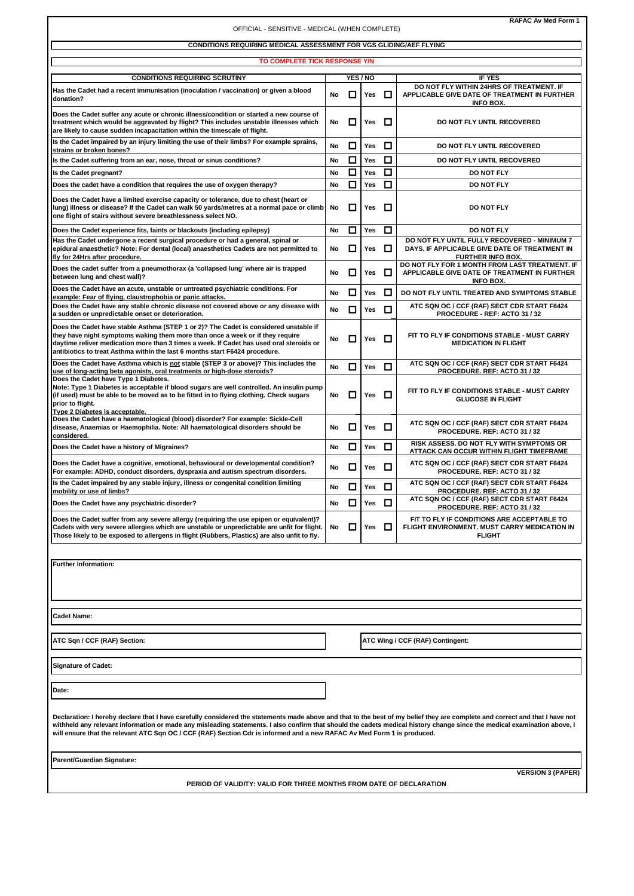RAFAC Av Med Form 1

OFFICIAL - SENSITIVE - MEDICAL (WHEN COMPLETE)

## CONDITIONS REQUIRING MEDICAL ASSESSMENT FOR VGS GLIDING/AEF FLYING

**TO COMPLETE TICK RESPONSE Y/N**

| CONDITIONS REQUIRING SCRUTINY | YES / NO | | | | IF YES |
|---|---|---|---|---|---|
| Has the Cadet had a recent immunisation (inoculation / vaccination) or given a blood donation? | No | ☐ | Yes | ☐ | DO NOT FLY WITHIN 24HRS OF TREATMENT. IF APPLICABLE GIVE DATE OF TREATMENT IN FURTHER INFO BOX. |
| Does the Cadet suffer any acute or chronic illness/condition or started a new course of treatment which would be aggravated by flight? This includes unstable illnesses which are likely to cause sudden incapacitation within the timescale of flight. | No | ☐ | Yes | ☐ | DO NOT FLY UNTIL RECOVERED |
| Is the Cadet impaired by an injury limiting the use of their limbs? For example sprains, strains or broken bones? | No | ☐ | Yes | ☐ | DO NOT FLY UNTIL RECOVERED |
| Is the Cadet suffering from an ear, nose, throat or sinus conditions? | No | ☐ | Yes | ☐ | DO NOT FLY UNTIL RECOVERED |
| Is the Cadet pregnant? | No | ☐ | Yes | ☐ | DO NOT FLY |
| Does the cadet have a condition that requires the use of oxygen therapy? | No | ☐ | Yes | ☐ | DO NOT FLY |
| Does the Cadet have a limited exercise capacity or tolerance, due to chest (heart or lung) illness or disease? If the Cadet can walk 50 yards/metres at a normal pace or climb one flight of stairs without severe breathlessness select NO. | No | ☐ | Yes | ☐ | DO NOT FLY |
| Does the Cadet experience fits, faints or blackouts (including epilepsy) | No | ☐ | Yes | ☐ | DO NOT FLY |
| Has the Cadet undergone a recent surgical procedure or had a general, spinal or epidural anaesthetic? Note: For dental (local) anaesthetics Cadets are not permitted to fly for 24Hrs after procedure. | No | ☐ | Yes | ☐ | DO NOT FLY UNTIL FULLY RECOVERED - MINIMUM 7 DAYS. IF APPLICABLE GIVE DATE OF TREATMENT IN FURTHER INFO BOX. |
| Does the cadet suffer from a pneumothorax (a 'collapsed lung' where air is trapped between lung and chest wall)? | No | ☐ | Yes | ☐ | DO NOT FLY FOR 1 MONTH FROM LAST TREATMENT. IF APPLICABLE GIVE DATE OF TREATMENT IN FURTHER INFO BOX. |
| Does the Cadet have an acute, unstable or untreated psychiatric conditions. For example: Fear of flying, claustrophobia or panic attacks. | No | ☐ | Yes | ☐ | DO NOT FLY UNTIL TREATED AND SYMPTOMS STABLE |
| Does the Cadet have any stable chronic disease not covered above or any disease with a sudden or unpredictable onset or deterioration. | No | ☐ | Yes | ☐ | ATC SQN OC / CCF (RAF) SECT CDR START F6424 PROCEDURE - REF: ACTO 31 / 32 |
| Does the Cadet have stable Asthma (STEP 1 or 2)? The Cadet is considered unstable if they have night symptoms waking them more than once a week or if they require daytime reliver medication more than 3 times a week. If Cadet has used oral steroids or antibiotics to treat Asthma within the last 6 months start F6424 procedure. | No | ☐ | Yes | ☐ | FIT TO FLY IF CONDITIONS STABLE - MUST CARRY MEDICATION IN FLIGHT |
| Does the Cadet have Asthma which is <u>not</u> stable (STEP 3 or above)? This includes the use of long-acting beta agonists, oral treatments or high-dose steroids? | No | ☐ | Yes | ☐ | ATC SQN OC / CCF (RAF) SECT CDR START F6424 PROCEDURE. REF: ACTO 31 / 32 |
| Does the Cadet have Type 1 Diabetes.<br>Note: Type 1 Diabetes is acceptable if blood sugars are well controlled. An insulin pump (if used) must be able to be moved as to be fitted in to flying clothing. Check sugars prior to flight.<br>Type 2 Diabetes is acceptable. | No | ☐ | Yes | ☐ | FIT TO FLY IF CONDITIONS STABLE - MUST CARRY GLUCOSE IN FLIGHT |
| Does the Cadet have a haematological (blood) disorder? For example: Sickle-Cell disease, Anaemias or Haemophilia. Note: All haematological disorders should be considered. | No | ☐ | Yes | ☐ | ATC SQN OC / CCF (RAF) SECT CDR START F6424 PROCEDURE. REF: ACTO 31 / 32 |
| Does the Cadet have a history of Migraines? | No | ☐ | Yes | ☐ | RISK ASSESS. DO NOT FLY WITH SYMPTOMS OR ATTACK CAN OCCUR WITHIN FLIGHT TIMEFRAME |
| Does the Cadet have a cognitive, emotional, behavioural or developmental condition? For example: ADHD, conduct disorders, dyspraxia and autism spectrum disorders. | No | ☐ | Yes | ☐ | ATC SQN OC / CCF (RAF) SECT CDR START F6424 PROCEDURE. REF: ACTO 31 / 32 |
| Is the Cadet impaired by any stable injury, illness or congenital condition limiting mobility or use of limbs? | No | ☐ | Yes | ☐ | ATC SQN OC / CCF (RAF) SECT CDR START F6424 PROCEDURE. REF: ACTO 31 / 32 |
| Does the Cadet have any psychiatric disorder? | No | ☐ | Yes | ☐ | ATC SQN OC / CCF (RAF) SECT CDR START F6424 PROCEDURE. REF: ACTO 31 / 32 |
| Does the Cadet suffer from any severe allergy (requiring the use epipen or equivalent)? Cadets with very severe allergies which are unstable or unpredictable are unfit for flight. Those likely to be exposed to allergens in flight (Rubbers, Plastics) are also unfit to fly. | No | ☐ | Yes | ☐ | FIT TO FLY IF CONDITIONS ARE ACCEPTABLE TO FLIGHT ENVIRONMENT. MUST CARRY MEDICATION IN FLIGHT |

**Further Information:**

**Cadet Name:**

**ATC Sqn / CCF (RAF) Section:**

**ATC Wing / CCF (RAF) Contingent:**

**Signature of Cadet:**

**Date:**

**Declaration: I hereby declare that I have carefully considered the statements made above and that to the best of my belief they are complete and correct and that I have not withheld any relevant information or made any misleading statements. I also confirm that should the cadets medical history change since the medical examination above, I will ensure that the relevant ATC Sqn OC / CCF (RAF) Section Cdr is informed and a new RAFAC Av Med Form 1 is produced.**

**Parent/Guardian Signature:**

**VERSION 3 (PAPER)**

**PERIOD OF VALIDITY: VALID FOR THREE MONTHS FROM DATE OF DECLARATION**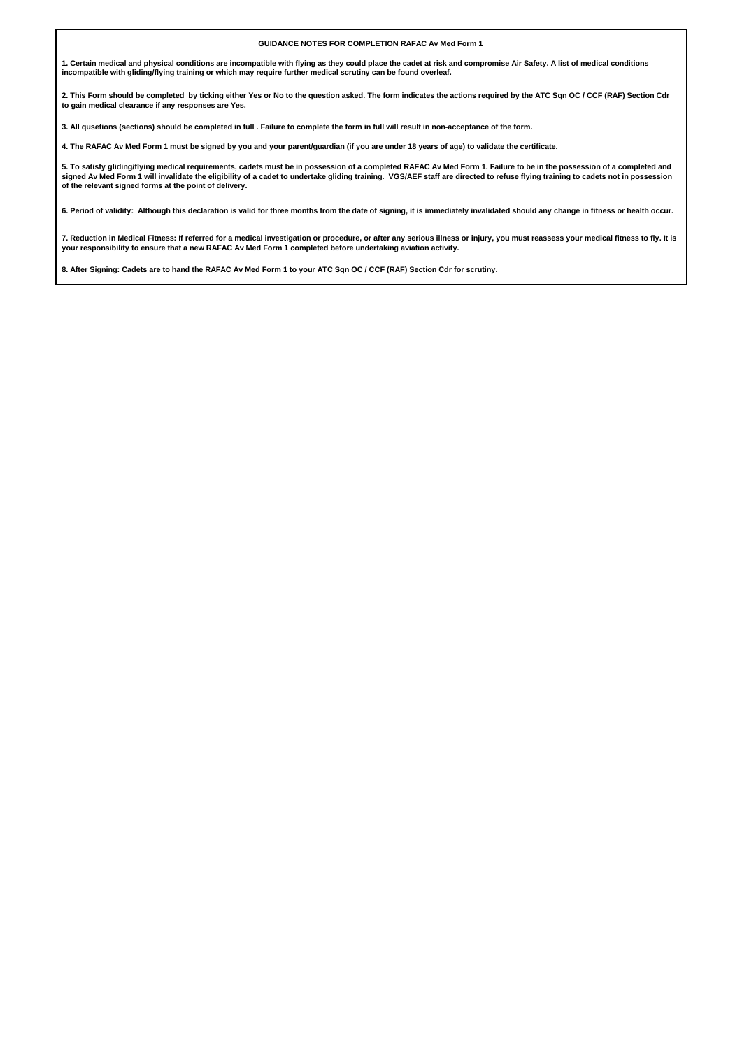**GUIDANCE NOTES FOR COMPLETION RAFAC Av Med Form 1**

**1. Certain medical and physical conditions are incompatible with flying as they could place the cadet at risk and compromise Air Safety. A list of medical conditions incompatible with gliding/flying training or which may require further medical scrutiny can be found overleaf.**

**2. This Form should be completed by ticking either Yes or No to the question asked. The form indicates the actions required by the ATC Sqn OC / CCF (RAF) Section Cdr to gain medical clearance if any responses are Yes.**

**3. All qusetions (sections) should be completed in full . Failure to complete the form in full will result in non-acceptance of the form.**

**4. The RAFAC Av Med Form 1 must be signed by you and your parent/guardian (if you are under 18 years of age) to validate the certificate.**

**5. To satisfy gliding/flying medical requirements, cadets must be in possession of a completed RAFAC Av Med Form 1. Failure to be in the possession of a completed and signed Av Med Form 1 will invalidate the eligibility of a cadet to undertake gliding training. VGS/AEF staff are directed to refuse flying training to cadets not in possession of the relevant signed forms at the point of delivery.**

**6. Period of validity: Although this declaration is valid for three months from the date of signing, it is immediately invalidated should any change in fitness or health occur.**

**7. Reduction in Medical Fitness: If referred for a medical investigation or procedure, or after any serious illness or injury, you must reassess your medical fitness to fly. It is your responsibility to ensure that a new RAFAC Av Med Form 1 completed before undertaking aviation activity.**

**8. After Signing: Cadets are to hand the RAFAC Av Med Form 1 to your ATC Sqn OC / CCF (RAF) Section Cdr for scrutiny.**